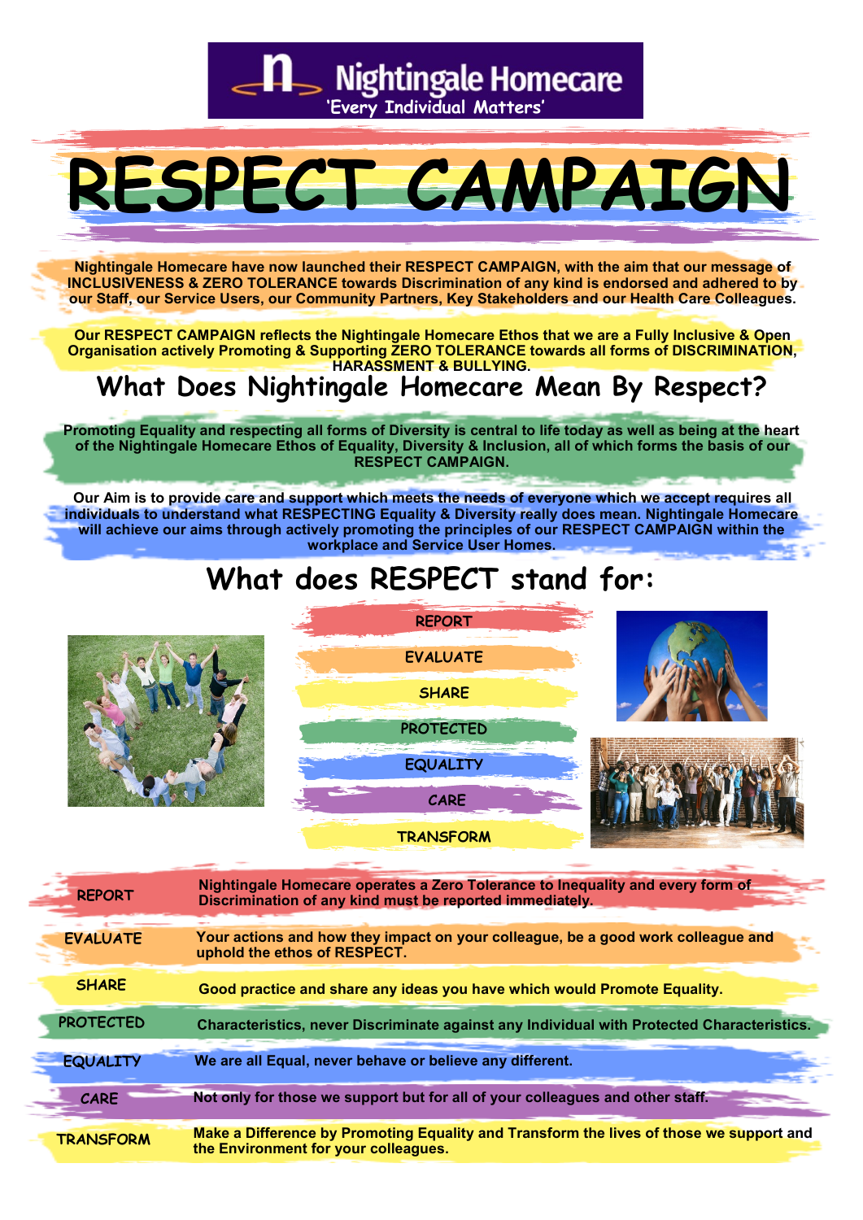Nightingale Homecare
'Every Individual Matters'

# RESPECT CAMPAIGN

**Nightingale Homecare have now launched their RESPECT CAMPAIGN, with the aim that our message of INCLUSIVENESS & ZERO TOLERANCE towards Discrimination of any kind is endorsed and adhered to by our Staff, our Service Users, our Community Partners, Key Stakeholders and our Health Care Colleagues.**

**Our RESPECT CAMPAIGN reflects the Nightingale Homecare Ethos that we are a Fully Inclusive & Open Organisation actively Promoting & Supporting ZERO TOLERANCE towards all forms of DISCRIMINATION, HARASSMENT & BULLYING.**

## What Does Nightingale Homecare Mean By Respect?

**Promoting Equality and respecting all forms of Diversity is central to life today as well as being at the heart of the Nightingale Homecare Ethos of Equality, Diversity & Inclusion, all of which forms the basis of our RESPECT CAMPAIGN.**

**Our Aim is to provide care and support which meets the needs of everyone which we accept requires all individuals to understand what RESPECTING Equality & Diversity really does mean. Nightingale Homecare will achieve our aims through actively promoting the principles of our RESPECT CAMPAIGN within the workplace and Service User Homes.**

## What does RESPECT stand for:

- REPORT
- EVALUATE
- SHARE
- PROTECTED
- EQUALITY
- CARE
- TRANSFORM

| | |
|---|---|
| REPORT | **Nightingale Homecare operates a Zero Tolerance to Inequality and every form of Discrimination of any kind must be reported immediately.** |
| EVALUATE | **Your actions and how they impact on your colleague, be a good work colleague and uphold the ethos of RESPECT.** |
| SHARE | **Good practice and share any ideas you have which would Promote Equality.** |
| PROTECTED | **Characteristics, never Discriminate against any Individual with Protected Characteristics.** |
| EQUALITY | **We are all Equal, never behave or believe any different.** |
| CARE | **Not only for those we support but for all of your colleagues and other staff.** |
| TRANSFORM | **Make a Difference by Promoting Equality and Transform the lives of those we support and the Environment for your colleagues.** |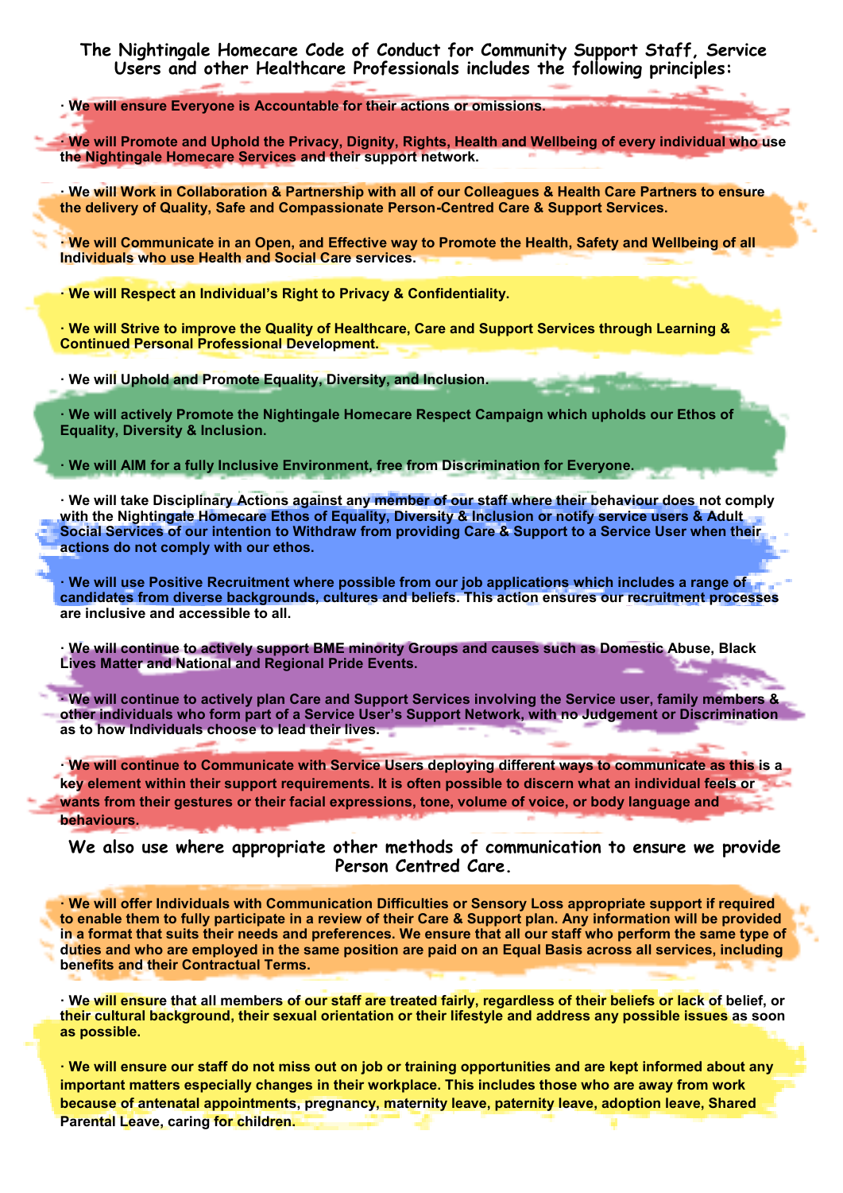**The Nightingale Homecare Code of Conduct for Community Support Staff, Service Users and other Healthcare Professionals includes the following principles:**

- **We will ensure Everyone is Accountable for their actions or omissions.**
- **We will Promote and Uphold the Privacy, Dignity, Rights, Health and Wellbeing of every individual who use the Nightingale Homecare Services and their support network.**
- **We will Work in Collaboration & Partnership with all of our Colleagues & Health Care Partners to ensure the delivery of Quality, Safe and Compassionate Person-Centred Care & Support Services.**
- **We will Communicate in an Open, and Effective way to Promote the Health, Safety and Wellbeing of all Individuals who use Health and Social Care services.**
- **We will Respect an Individual's Right to Privacy & Confidentiality.**
- **We will Strive to improve the Quality of Healthcare, Care and Support Services through Learning & Continued Personal Professional Development.**
- **We will Uphold and Promote Equality, Diversity, and Inclusion.**
- **We will actively Promote the Nightingale Homecare Respect Campaign which upholds our Ethos of Equality, Diversity & Inclusion.**
- **We will AIM for a fully Inclusive Environment, free from Discrimination for Everyone.**
- **We will take Disciplinary Actions against any member of our staff where their behaviour does not comply with the Nightingale Homecare Ethos of Equality, Diversity & Inclusion or notify service users & Adult Social Services of our intention to Withdraw from providing Care & Support to a Service User when their actions do not comply with our ethos.**
- **We will use Positive Recruitment where possible from our job applications which includes a range of candidates from diverse backgrounds, cultures and beliefs. This action ensures our recruitment processes are inclusive and accessible to all.**
- **We will continue to actively support BME minority Groups and causes such as Domestic Abuse, Black Lives Matter and National and Regional Pride Events.**
- **We will continue to actively plan Care and Support Services involving the Service user, family members & other individuals who form part of a Service User's Support Network, with no Judgement or Discrimination as to how Individuals choose to lead their lives.**
- **We will continue to Communicate with Service Users deploying different ways to communicate as this is a key element within their support requirements. It is often possible to discern what an individual feels or wants from their gestures or their facial expressions, tone, volume of voice, or body language and behaviours.**

**We also use where appropriate other methods of communication to ensure we provide Person Centred Care.**

- **We will offer Individuals with Communication Difficulties or Sensory Loss appropriate support if required to enable them to fully participate in a review of their Care & Support plan. Any information will be provided in a format that suits their needs and preferences. We ensure that all our staff who perform the same type of duties and who are employed in the same position are paid on an Equal Basis across all services, including benefits and their Contractual Terms.**
- **We will ensure that all members of our staff are treated fairly, regardless of their beliefs or lack of belief, or their cultural background, their sexual orientation or their lifestyle and address any possible issues as soon as possible.**
- **We will ensure our staff do not miss out on job or training opportunities and are kept informed about any important matters especially changes in their workplace. This includes those who are away from work because of antenatal appointments, pregnancy, maternity leave, paternity leave, adoption leave, Shared Parental Leave, caring for children.**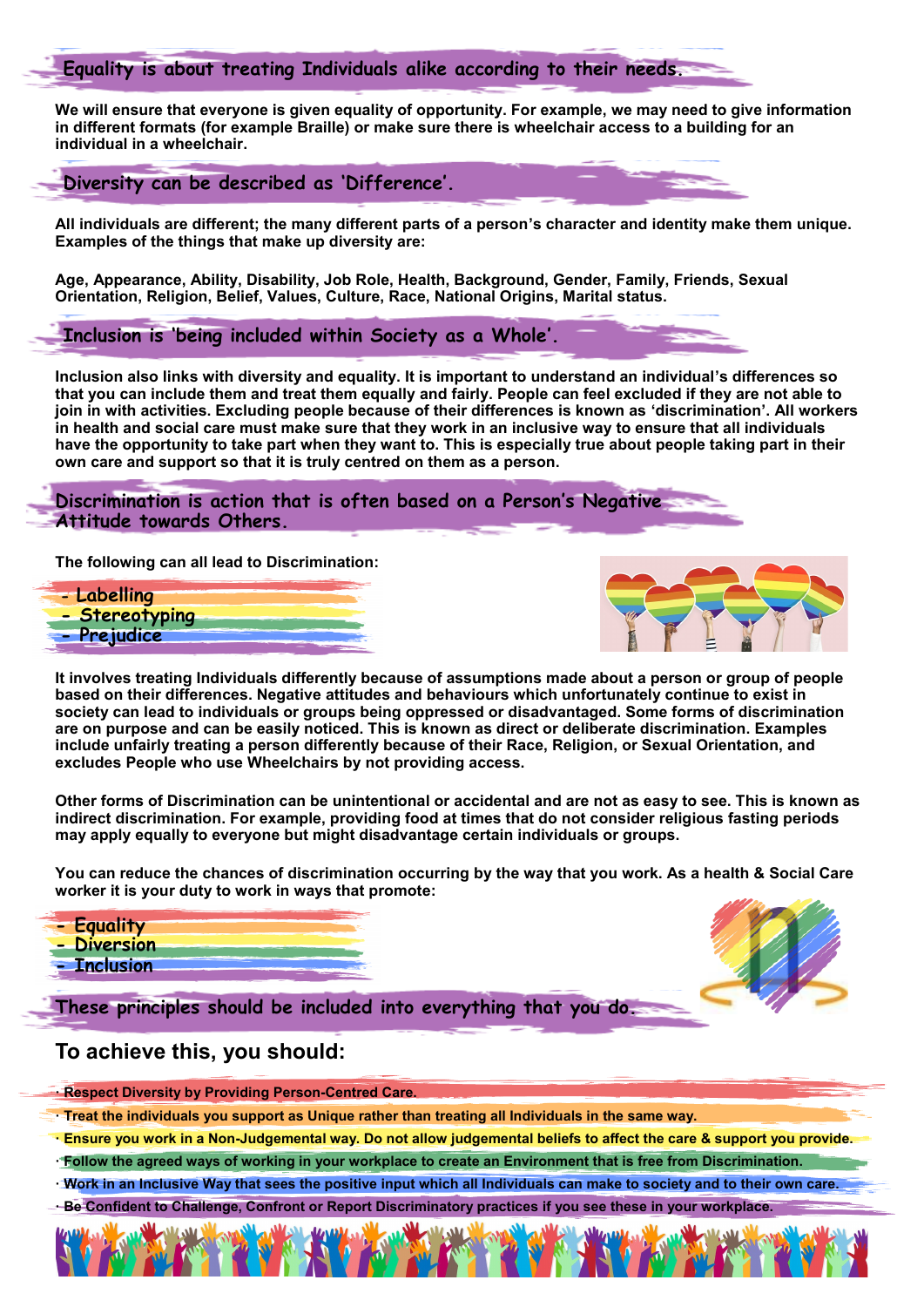## Equality is about treating Individuals alike according to their needs.

**We will ensure that everyone is given equality of opportunity. For example, we may need to give information in different formats (for example Braille) or make sure there is wheelchair access to a building for an individual in a wheelchair.**

## Diversity can be described as 'Difference'.

**All individuals are different; the many different parts of a person's character and identity make them unique. Examples of the things that make up diversity are:**

**Age, Appearance, Ability, Disability, Job Role, Health, Background, Gender, Family, Friends, Sexual Orientation, Religion, Belief, Values, Culture, Race, National Origins, Marital status.**

## Inclusion is 'being included within Society as a Whole'.

**Inclusion also links with diversity and equality. It is important to understand an individual's differences so that you can include them and treat them equally and fairly. People can feel excluded if they are not able to join in with activities. Excluding people because of their differences is known as 'discrimination'. All workers in health and social care must make sure that they work in an inclusive way to ensure that all individuals have the opportunity to take part when they want to. This is especially true about people taking part in their own care and support so that it is truly centred on them as a person.**

## Discrimination is action that is often based on a Person's Negative Attitude towards Others.

**The following can all lead to Discrimination:**

- Labelling
- Stereotyping
- Prejudice

**It involves treating Individuals differently because of assumptions made about a person or group of people based on their differences. Negative attitudes and behaviours which unfortunately continue to exist in society can lead to individuals or groups being oppressed or disadvantaged. Some forms of discrimination are on purpose and can be easily noticed. This is known as direct or deliberate discrimination. Examples include unfairly treating a person differently because of their Race, Religion, or Sexual Orientation, and excludes People who use Wheelchairs by not providing access.**

**Other forms of Discrimination can be unintentional or accidental and are not as easy to see. This is known as indirect discrimination. For example, providing food at times that do not consider religious fasting periods may apply equally to everyone but might disadvantage certain individuals or groups.**

**You can reduce the chances of discrimination occurring by the way that you work. As a health & Social Care worker it is your duty to work in ways that promote:**

- Equality
- Diversion
- Inclusion

## These principles should be included into everything that you do.

## To achieve this, you should:

- **Respect Diversity by Providing Person-Centred Care.**
- **Treat the individuals you support as Unique rather than treating all Individuals in the same way.**
- **Ensure you work in a Non-Judgemental way. Do not allow judgemental beliefs to affect the care & support you provide.**
- **Follow the agreed ways of working in your workplace to create an Environment that is free from Discrimination.**
- **Work in an Inclusive Way that sees the positive input which all Individuals can make to society and to their own care.**
- **Be Confident to Challenge, Confront or Report Discriminatory practices if you see these in your workplace.**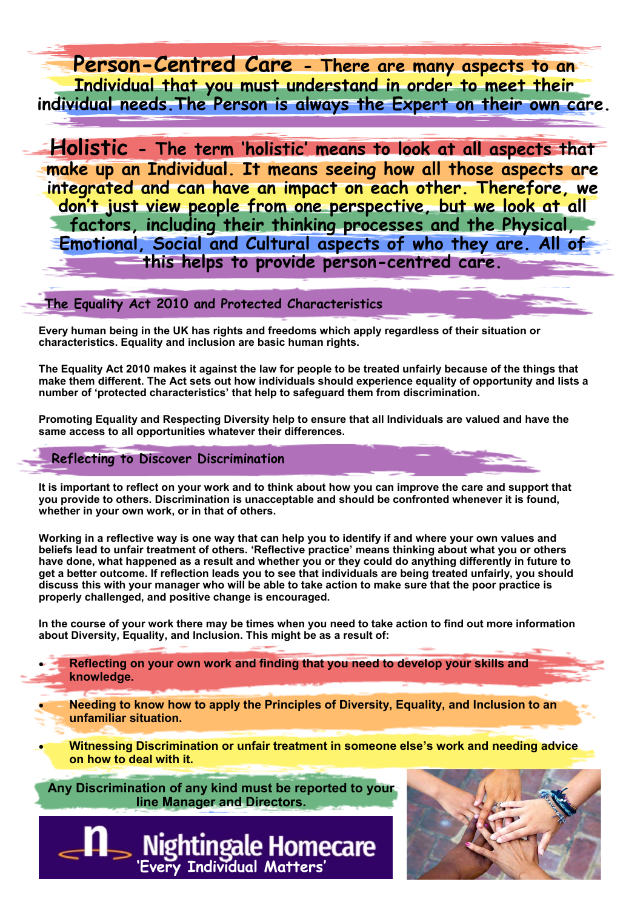**Person-Centred Care** - There are many aspects to an Individual that you must understand in order to meet their individual needs.The Person is always the Expert on their own care.

**Holistic** - The term 'holistic' means to look at all aspects that make up an Individual. It means seeing how all those aspects are integrated and can have an impact on each other. Therefore, we don't just view people from one perspective, but we look at all factors, including their thinking processes and the Physical, Emotional, Social and Cultural aspects of who they are. All of this helps to provide person-centred care.

## The Equality Act 2010 and Protected Characteristics

**Every human being in the UK has rights and freedoms which apply regardless of their situation or characteristics. Equality and inclusion are basic human rights.**

**The Equality Act 2010 makes it against the law for people to be treated unfairly because of the things that make them different. The Act sets out how individuals should experience equality of opportunity and lists a number of 'protected characteristics' that help to safeguard them from discrimination.**

**Promoting Equality and Respecting Diversity help to ensure that all Individuals are valued and have the same access to all opportunities whatever their differences.**

## Reflecting to Discover Discrimination

**It is important to reflect on your work and to think about how you can improve the care and support that you provide to others. Discrimination is unacceptable and should be confronted whenever it is found, whether in your own work, or in that of others.**

**Working in a reflective way is one way that can help you to identify if and where your own values and beliefs lead to unfair treatment of others. 'Reflective practice' means thinking about what you or others have done, what happened as a result and whether you or they could do anything differently in future to get a better outcome. If reflection leads you to see that individuals are being treated unfairly, you should discuss this with your manager who will be able to take action to make sure that the poor practice is properly challenged, and positive change is encouraged.**

**In the course of your work there may be times when you need to take action to find out more information about Diversity, Equality, and Inclusion. This might be as a result of:**

- **Reflecting on your own work and finding that you need to develop your skills and knowledge.**
- **Needing to know how to apply the Principles of Diversity, Equality, and Inclusion to an unfamiliar situation.**
- **Witnessing Discrimination or unfair treatment in someone else's work and needing advice on how to deal with it.**

**Any Discrimination of any kind must be reported to your line Manager and Directors.**

**Nightingale Homecare**
'Every Individual Matters'